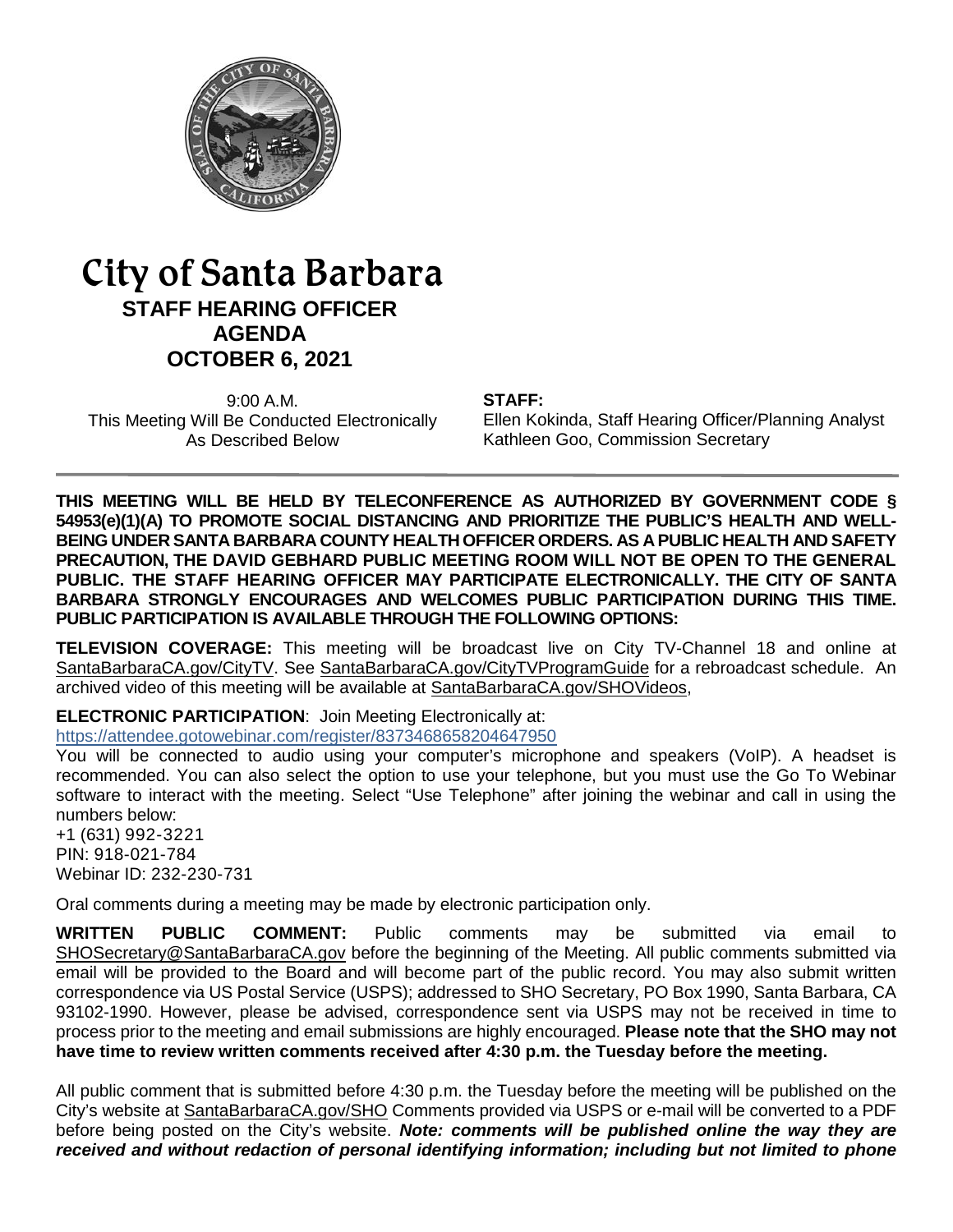# City of Santa Barbara

## STAFF HEARING OFFICER AGENDA

## OCTOBER 6, 2021

9:00 A.M.
This Meeting Will Be Conducted Electronically
As Described Below

**STAFF:**
Ellen Kokinda, Staff Hearing Officer/Planning Analyst
Kathleen Goo, Commission Secretary

**THIS MEETING WILL BE HELD BY TELECONFERENCE AS AUTHORIZED BY GOVERNMENT CODE § 54953(e)(1)(A) TO PROMOTE SOCIAL DISTANCING AND PRIORITIZE THE PUBLIC'S HEALTH AND WELL-BEING UNDER SANTA BARBARA COUNTY HEALTH OFFICER ORDERS. AS A PUBLIC HEALTH AND SAFETY PRECAUTION, THE DAVID GEBHARD PUBLIC MEETING ROOM WILL NOT BE OPEN TO THE GENERAL PUBLIC. THE STAFF HEARING OFFICER MAY PARTICIPATE ELECTRONICALLY. THE CITY OF SANTA BARBARA STRONGLY ENCOURAGES AND WELCOMES PUBLIC PARTICIPATION DURING THIS TIME. PUBLIC PARTICIPATION IS AVAILABLE THROUGH THE FOLLOWING OPTIONS:**

**TELEVISION COVERAGE:** This meeting will be broadcast live on City TV-Channel 18 and online at SantaBarbaraCA.gov/CityTV. See SantaBarbaraCA.gov/CityTVProgramGuide for a rebroadcast schedule. An archived video of this meeting will be available at SantaBarbaraCA.gov/SHOVideos,

**ELECTRONIC PARTICIPATION**: Join Meeting Electronically at:
https://attendee.gotowebinar.com/register/8373468658204647950

You will be connected to audio using your computer's microphone and speakers (VoIP). A headset is recommended. You can also select the option to use your telephone, but you must use the Go To Webinar software to interact with the meeting. Select "Use Telephone" after joining the webinar and call in using the numbers below:
+1 (631) 992-3221
PIN: 918-021-784
Webinar ID: 232-230-731

Oral comments during a meeting may be made by electronic participation only.

**WRITTEN PUBLIC COMMENT:** Public comments may be submitted via email to SHOSecretary@SantaBarbaraCA.gov before the beginning of the Meeting. All public comments submitted via email will be provided to the Board and will become part of the public record. You may also submit written correspondence via US Postal Service (USPS); addressed to SHO Secretary, PO Box 1990, Santa Barbara, CA 93102-1990. However, please be advised, correspondence sent via USPS may not be received in time to process prior to the meeting and email submissions are highly encouraged. **Please note that the SHO may not have time to review written comments received after 4:30 p.m. the Tuesday before the meeting.**

All public comment that is submitted before 4:30 p.m. the Tuesday before the meeting will be published on the City's website at SantaBarbaraCA.gov/SHO Comments provided via USPS or e-mail will be converted to a PDF before being posted on the City's website. ***Note: comments will be published online the way they are received and without redaction of personal identifying information; including but not limited to phone***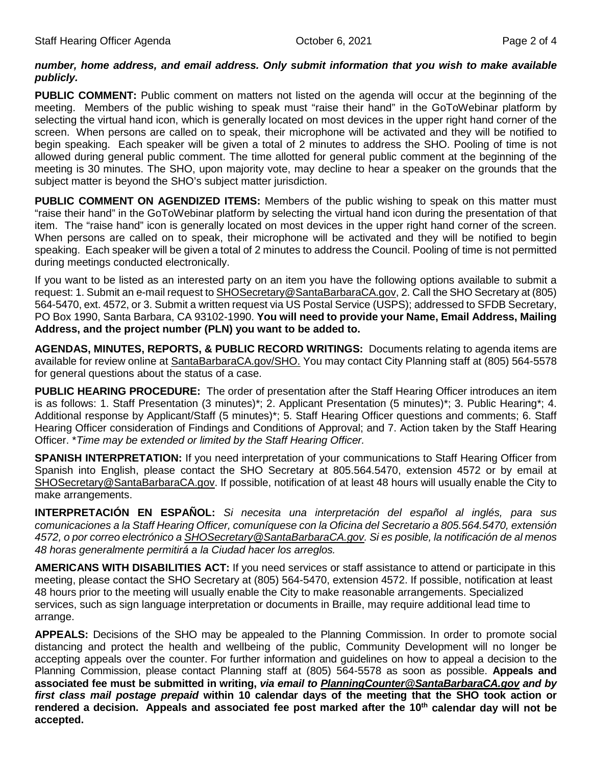***number, home address, and email address. Only submit information that you wish to make available publicly.***

**PUBLIC COMMENT:** Public comment on matters not listed on the agenda will occur at the beginning of the meeting. Members of the public wishing to speak must "raise their hand" in the GoToWebinar platform by selecting the virtual hand icon, which is generally located on most devices in the upper right hand corner of the screen. When persons are called on to speak, their microphone will be activated and they will be notified to begin speaking. Each speaker will be given a total of 2 minutes to address the SHO. Pooling of time is not allowed during general public comment. The time allotted for general public comment at the beginning of the meeting is 30 minutes. The SHO, upon majority vote, may decline to hear a speaker on the grounds that the subject matter is beyond the SHO's subject matter jurisdiction.

**PUBLIC COMMENT ON AGENDIZED ITEMS:** Members of the public wishing to speak on this matter must "raise their hand" in the GoToWebinar platform by selecting the virtual hand icon during the presentation of that item. The "raise hand" icon is generally located on most devices in the upper right hand corner of the screen. When persons are called on to speak, their microphone will be activated and they will be notified to begin speaking. Each speaker will be given a total of 2 minutes to address the Council. Pooling of time is not permitted during meetings conducted electronically.

If you want to be listed as an interested party on an item you have the following options available to submit a request: 1. Submit an e-mail request to SHOSecretary@SantaBarbaraCA.gov, 2. Call the SHO Secretary at (805) 564-5470, ext. 4572, or 3. Submit a written request via US Postal Service (USPS); addressed to SFDB Secretary, PO Box 1990, Santa Barbara, CA 93102-1990. **You will need to provide your Name, Email Address, Mailing Address, and the project number (PLN) you want to be added to.**

**AGENDAS, MINUTES, REPORTS, & PUBLIC RECORD WRITINGS:** Documents relating to agenda items are available for review online at SantaBarbaraCA.gov/SHO. You may contact City Planning staff at (805) 564-5578 for general questions about the status of a case.

**PUBLIC HEARING PROCEDURE:** The order of presentation after the Staff Hearing Officer introduces an item is as follows: 1. Staff Presentation (3 minutes)*; 2. Applicant Presentation (5 minutes)*; 3. Public Hearing*; 4. Additional response by Applicant/Staff (5 minutes)*; 5. Staff Hearing Officer questions and comments; 6. Staff Hearing Officer consideration of Findings and Conditions of Approval; and 7. Action taken by the Staff Hearing Officer. *\*Time may be extended or limited by the Staff Hearing Officer.*

**SPANISH INTERPRETATION:** If you need interpretation of your communications to Staff Hearing Officer from Spanish into English, please contact the SHO Secretary at 805.564.5470, extension 4572 or by email at SHOSecretary@SantaBarbaraCA.gov. If possible, notification of at least 48 hours will usually enable the City to make arrangements.

**INTERPRETACIÓN EN ESPAÑOL:** *Si necesita una interpretación del español al inglés, para sus comunicaciones a la Staff Hearing Officer, comuníquese con la Oficina del Secretario a 805.564.5470, extensión 4572, o por correo electrónico a SHOSecretary@SantaBarbaraCA.gov. Si es posible, la notificación de al menos 48 horas generalmente permitirá a la Ciudad hacer los arreglos.*

**AMERICANS WITH DISABILITIES ACT:** If you need services or staff assistance to attend or participate in this meeting, please contact the SHO Secretary at (805) 564-5470, extension 4572. If possible, notification at least 48 hours prior to the meeting will usually enable the City to make reasonable arrangements. Specialized services, such as sign language interpretation or documents in Braille, may require additional lead time to arrange.

**APPEALS:** Decisions of the SHO may be appealed to the Planning Commission. In order to promote social distancing and protect the health and wellbeing of the public, Community Development will no longer be accepting appeals over the counter. For further information and guidelines on how to appeal a decision to the Planning Commission, please contact Planning staff at (805) 564-5578 as soon as possible. **Appeals and associated fee must be submitted in writing, *via email to PlanningCounter@SantaBarbaraCA.gov and by first class mail postage prepaid* within 10 calendar days of the meeting that the SHO took action or rendered a decision. Appeals and associated fee post marked after the 10th calendar day will not be accepted.**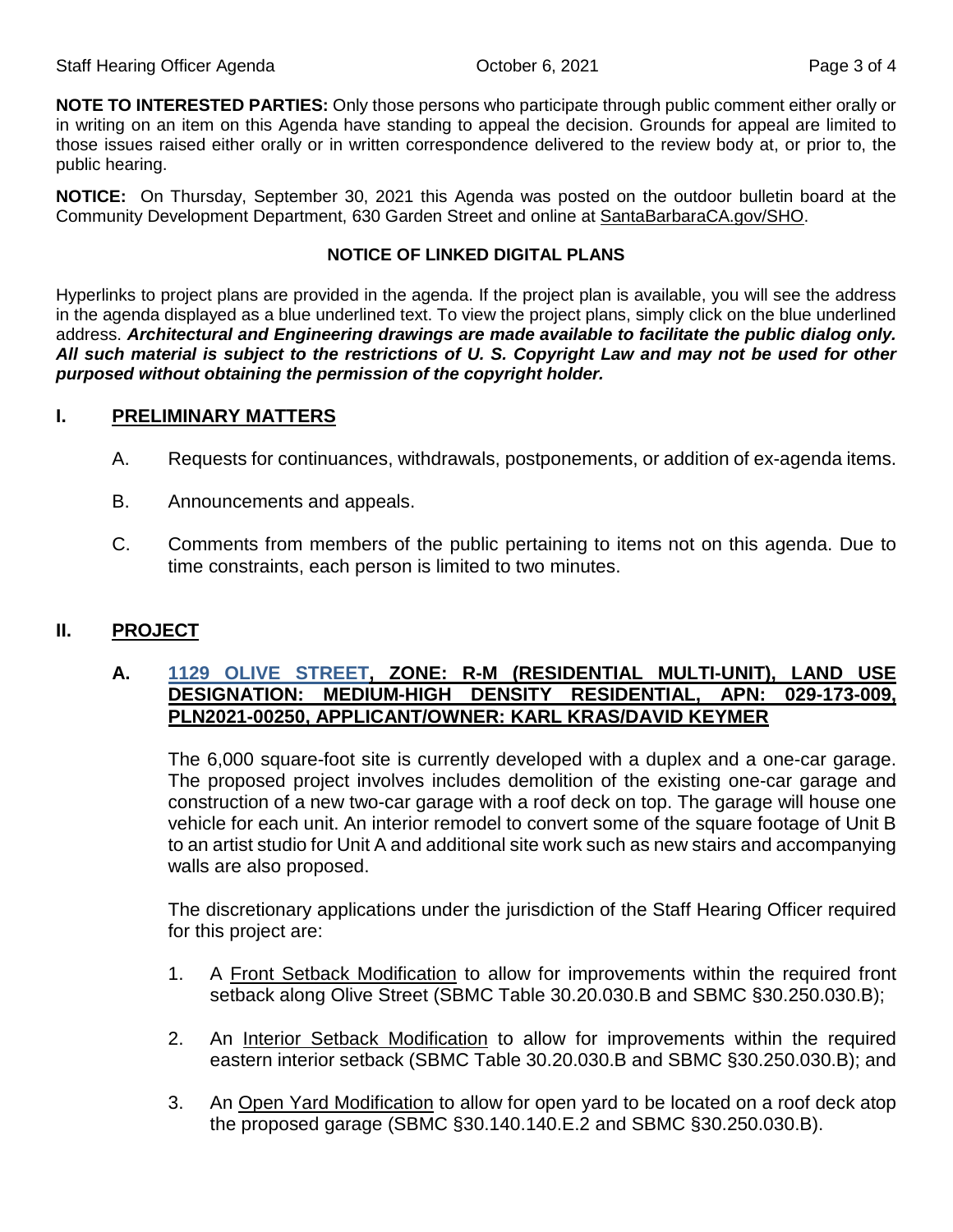**NOTE TO INTERESTED PARTIES:** Only those persons who participate through public comment either orally or in writing on an item on this Agenda have standing to appeal the decision. Grounds for appeal are limited to those issues raised either orally or in written correspondence delivered to the review body at, or prior to, the public hearing.

**NOTICE:** On Thursday, September 30, 2021 this Agenda was posted on the outdoor bulletin board at the Community Development Department, 630 Garden Street and online at SantaBarbaraCA.gov/SHO.

**NOTICE OF LINKED DIGITAL PLANS**

Hyperlinks to project plans are provided in the agenda. If the project plan is available, you will see the address in the agenda displayed as a blue underlined text. To view the project plans, simply click on the blue underlined address. ***Architectural and Engineering drawings are made available to facilitate the public dialog only. All such material is subject to the restrictions of U. S. Copyright Law and may not be used for other purposed without obtaining the permission of the copyright holder.***

## I. PRELIMINARY MATTERS

A. Requests for continuances, withdrawals, postponements, or addition of ex-agenda items.

B. Announcements and appeals.

C. Comments from members of the public pertaining to items not on this agenda. Due to time constraints, each person is limited to two minutes.

## II. PROJECT

### A. 1129 OLIVE STREET, ZONE: R-M (RESIDENTIAL MULTI-UNIT), LAND USE DESIGNATION: MEDIUM-HIGH DENSITY RESIDENTIAL, APN: 029-173-009, PLN2021-00250, APPLICANT/OWNER: KARL KRAS/DAVID KEYMER

The 6,000 square-foot site is currently developed with a duplex and a one-car garage. The proposed project involves includes demolition of the existing one-car garage and construction of a new two-car garage with a roof deck on top. The garage will house one vehicle for each unit. An interior remodel to convert some of the square footage of Unit B to an artist studio for Unit A and additional site work such as new stairs and accompanying walls are also proposed.

The discretionary applications under the jurisdiction of the Staff Hearing Officer required for this project are:

1. A Front Setback Modification to allow for improvements within the required front setback along Olive Street (SBMC Table 30.20.030.B and SBMC §30.250.030.B);

2. An Interior Setback Modification to allow for improvements within the required eastern interior setback (SBMC Table 30.20.030.B and SBMC §30.250.030.B); and

3. An Open Yard Modification to allow for open yard to be located on a roof deck atop the proposed garage (SBMC §30.140.140.E.2 and SBMC §30.250.030.B).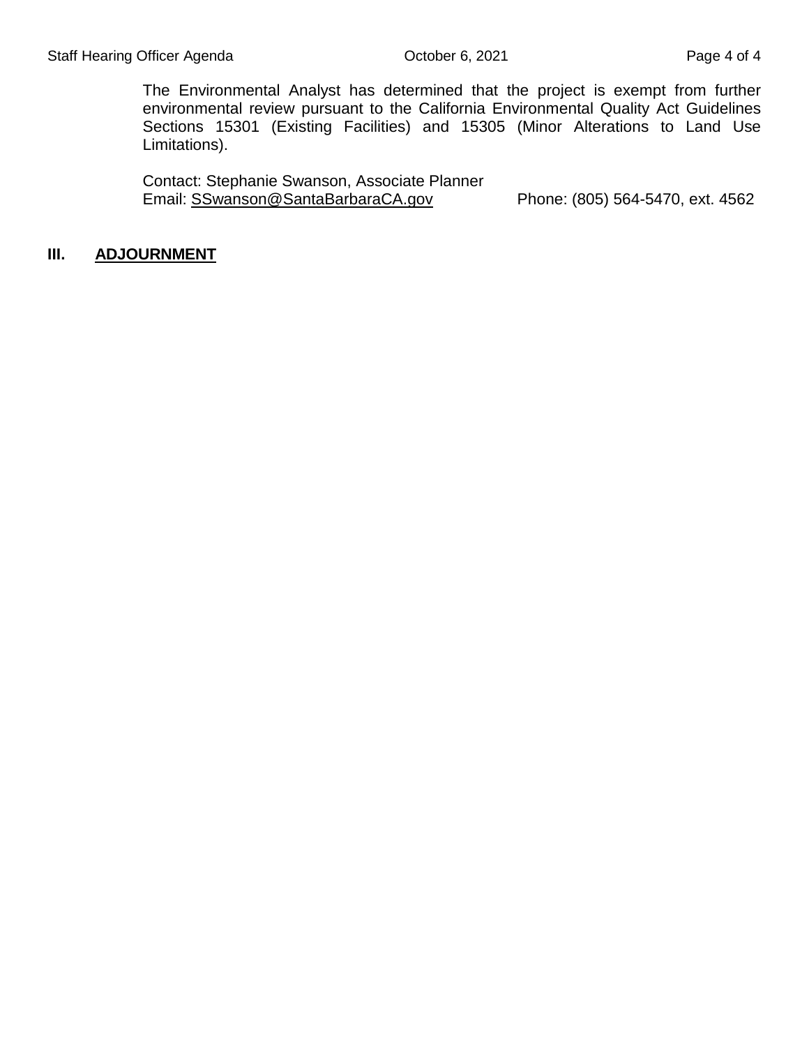The Environmental Analyst has determined that the project is exempt from further environmental review pursuant to the California Environmental Quality Act Guidelines Sections 15301 (Existing Facilities) and 15305 (Minor Alterations to Land Use Limitations).

Contact: Stephanie Swanson, Associate Planner
Email: SSwanson@SantaBarbaraCA.gov Phone: (805) 564-5470, ext. 4562

## III. ADJOURNMENT